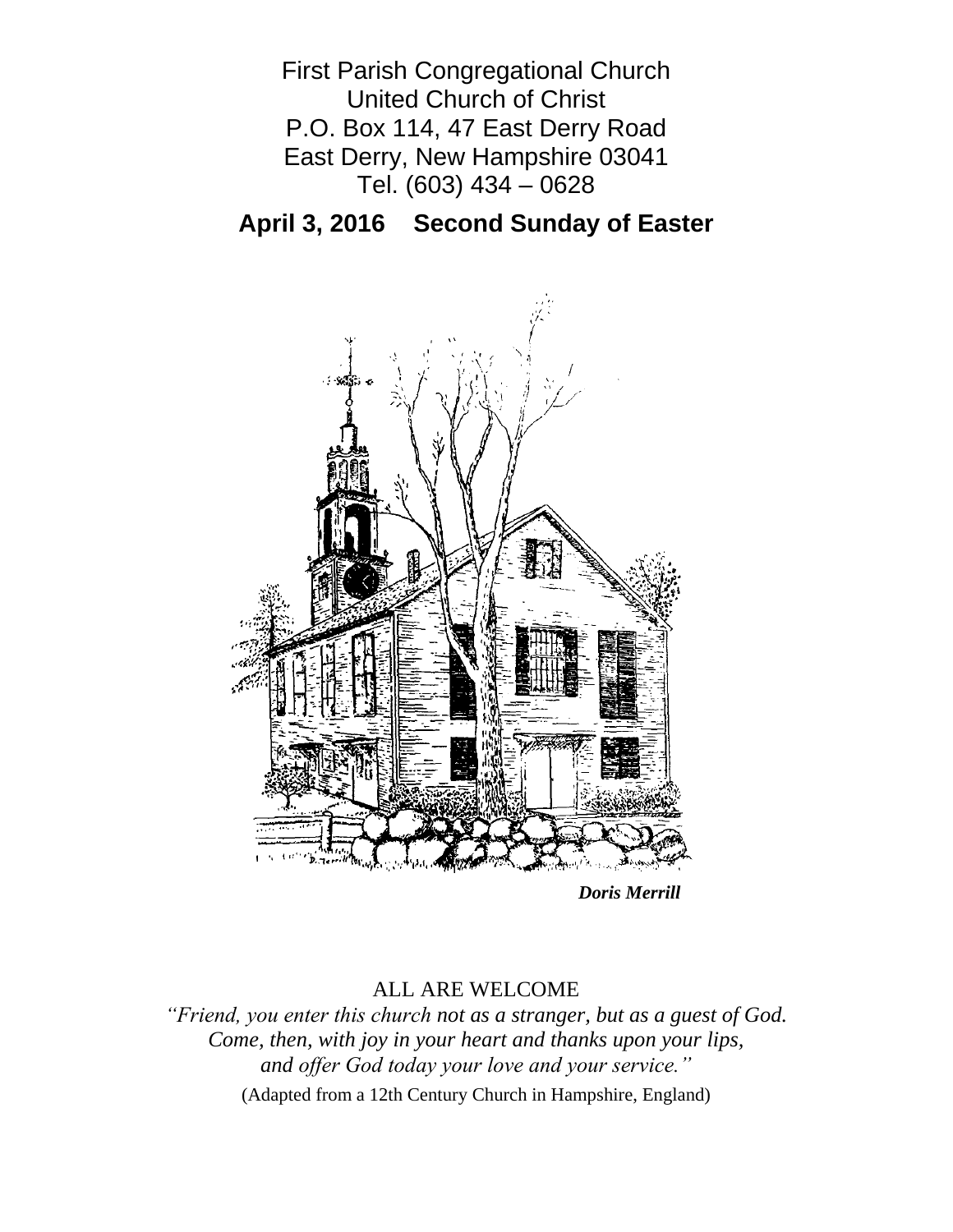First Parish Congregational Church
United Church of Christ
P.O. Box 114, 47 East Derry Road
East Derry, New Hampshire 03041
Tel. (603) 434 – 0628

## April 3, 2016 Second Sunday of Easter

***Doris Merrill***

ALL ARE WELCOME

*"Friend, you enter this church not as a stranger, but as a guest of God.*
*Come, then, with joy in your heart and thanks upon your lips,*
*and offer God today your love and your service."*

(Adapted from a 12th Century Church in Hampshire, England)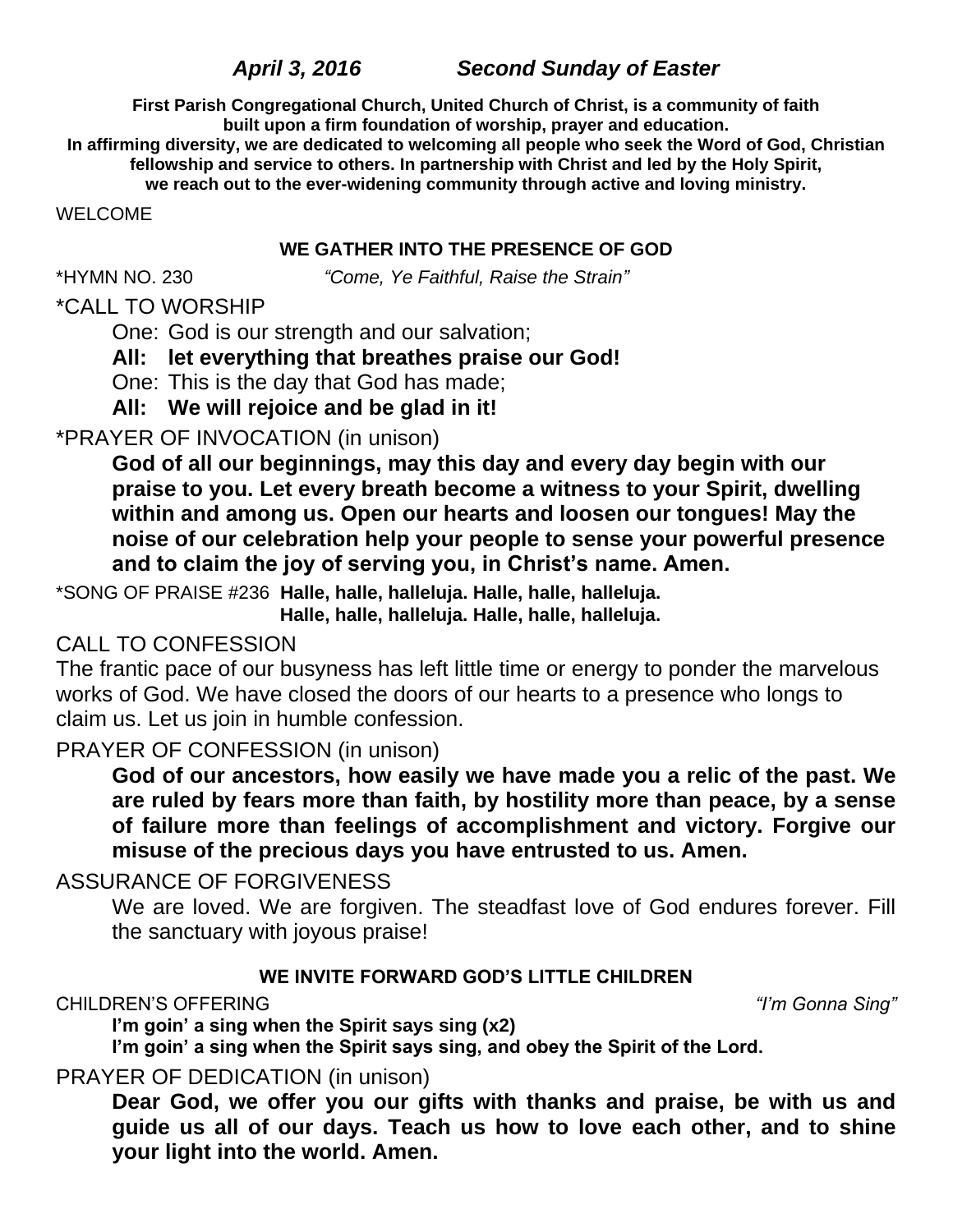*April 3, 2016 Second Sunday of Easter*

**First Parish Congregational Church, United Church of Christ, is a community of faith built upon a firm foundation of worship, prayer and education. In affirming diversity, we are dedicated to welcoming all people who seek the Word of God, Christian fellowship and service to others. In partnership with Christ and led by the Holy Spirit, we reach out to the ever-widening community through active and loving ministry.**

WELCOME

**WE GATHER INTO THE PRESENCE OF GOD**

*HYMN NO. 230 *"Come, Ye Faithful, Raise the Strain"*

*CALL TO WORSHIP

One: God is our strength and our salvation;

**All: let everything that breathes praise our God!**

One: This is the day that God has made;

**All: We will rejoice and be glad in it!**

*PRAYER OF INVOCATION (in unison)

**God of all our beginnings, may this day and every day begin with our praise to you. Let every breath become a witness to your Spirit, dwelling within and among us. Open our hearts and loosen our tongues! May the noise of our celebration help your people to sense your powerful presence and to claim the joy of serving you, in Christ's name. Amen.**

*SONG OF PRAISE #236 **Halle, halle, halleluja. Halle, halle, halleluja.**
**Halle, halle, halleluja. Halle, halle, halleluja.**

CALL TO CONFESSION

The frantic pace of our busyness has left little time or energy to ponder the marvelous works of God. We have closed the doors of our hearts to a presence who longs to claim us. Let us join in humble confession.

PRAYER OF CONFESSION (in unison)

**God of our ancestors, how easily we have made you a relic of the past. We are ruled by fears more than faith, by hostility more than peace, by a sense of failure more than feelings of accomplishment and victory. Forgive our misuse of the precious days you have entrusted to us. Amen.**

ASSURANCE OF FORGIVENESS

We are loved. We are forgiven. The steadfast love of God endures forever. Fill the sanctuary with joyous praise!

**WE INVITE FORWARD GOD'S LITTLE CHILDREN**

CHILDREN'S OFFERING *"I'm Gonna Sing"*

**I'm goin' a sing when the Spirit says sing (x2)**
**I'm goin' a sing when the Spirit says sing, and obey the Spirit of the Lord.**

PRAYER OF DEDICATION (in unison)

**Dear God, we offer you our gifts with thanks and praise, be with us and guide us all of our days. Teach us how to love each other, and to shine your light into the world. Amen.**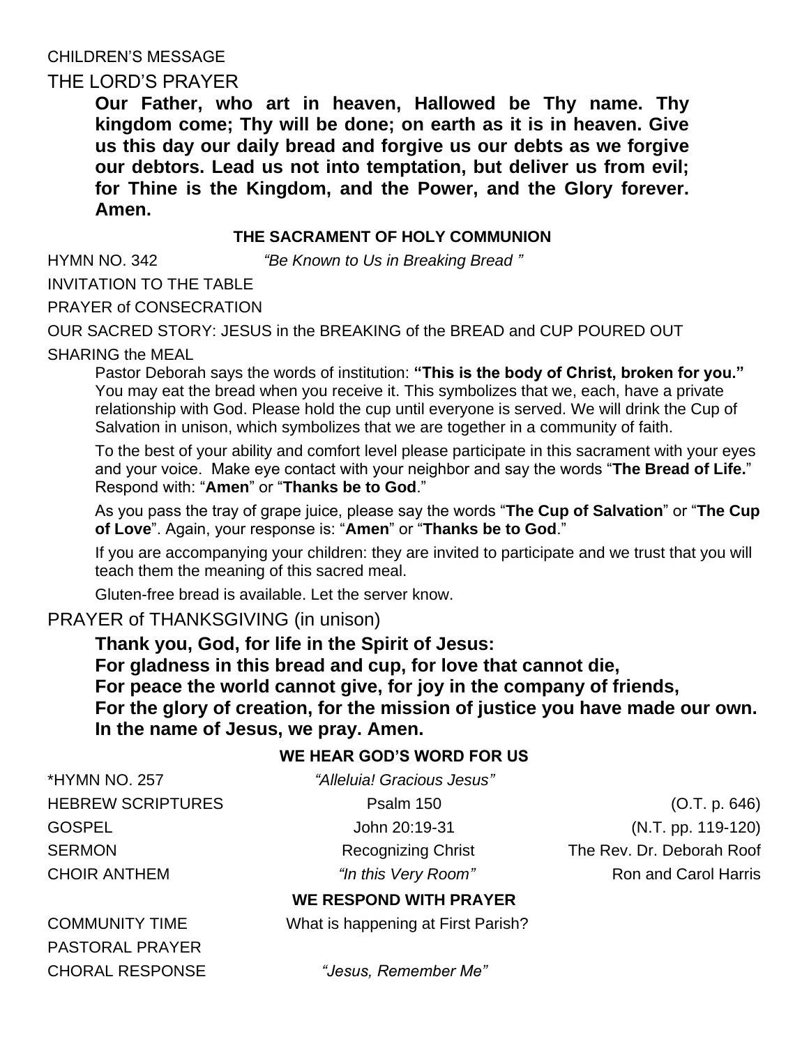CHILDREN'S MESSAGE

THE LORD'S PRAYER

**Our Father, who art in heaven, Hallowed be Thy name. Thy kingdom come; Thy will be done; on earth as it is in heaven. Give us this day our daily bread and forgive us our debts as we forgive our debtors. Lead us not into temptation, but deliver us from evil; for Thine is the Kingdom, and the Power, and the Glory forever. Amen.**

### THE SACRAMENT OF HOLY COMMUNION

HYMN NO. 342 *"Be Known to Us in Breaking Bread "*

INVITATION TO THE TABLE

PRAYER of CONSECRATION

OUR SACRED STORY: JESUS in the BREAKING of the BREAD and CUP POURED OUT

SHARING the MEAL

Pastor Deborah says the words of institution: **"This is the body of Christ, broken for you."** You may eat the bread when you receive it. This symbolizes that we, each, have a private relationship with God. Please hold the cup until everyone is served. We will drink the Cup of Salvation in unison, which symbolizes that we are together in a community of faith.

To the best of your ability and comfort level please participate in this sacrament with your eyes and your voice. Make eye contact with your neighbor and say the words "**The Bread of Life.**" Respond with: "**Amen**" or "**Thanks be to God**."

As you pass the tray of grape juice, please say the words "**The Cup of Salvation**" or "**The Cup of Love**". Again, your response is: "**Amen**" or "**Thanks be to God**."

If you are accompanying your children: they are invited to participate and we trust that you will teach them the meaning of this sacred meal.

Gluten-free bread is available. Let the server know.

PRAYER of THANKSGIVING (in unison)

**Thank you, God, for life in the Spirit of Jesus:**
**For gladness in this bread and cup, for love that cannot die,**
**For peace the world cannot give, for joy in the company of friends,**
**For the glory of creation, for the mission of justice you have made our own.**
**In the name of Jesus, we pray. Amen.**

### WE HEAR GOD'S WORD FOR US

*HYMN NO. 257 *"Alleluia! Gracious Jesus"*

HEBREW SCRIPTURES Psalm 150 (O.T. p. 646)

GOSPEL John 20:19-31 (N.T. pp. 119-120)

SERMON Recognizing Christ The Rev. Dr. Deborah Roof

CHOIR ANTHEM *"In this Very Room"* Ron and Carol Harris

### WE RESPOND WITH PRAYER

COMMUNITY TIME What is happening at First Parish?

PASTORAL PRAYER

CHORAL RESPONSE *"Jesus, Remember Me"*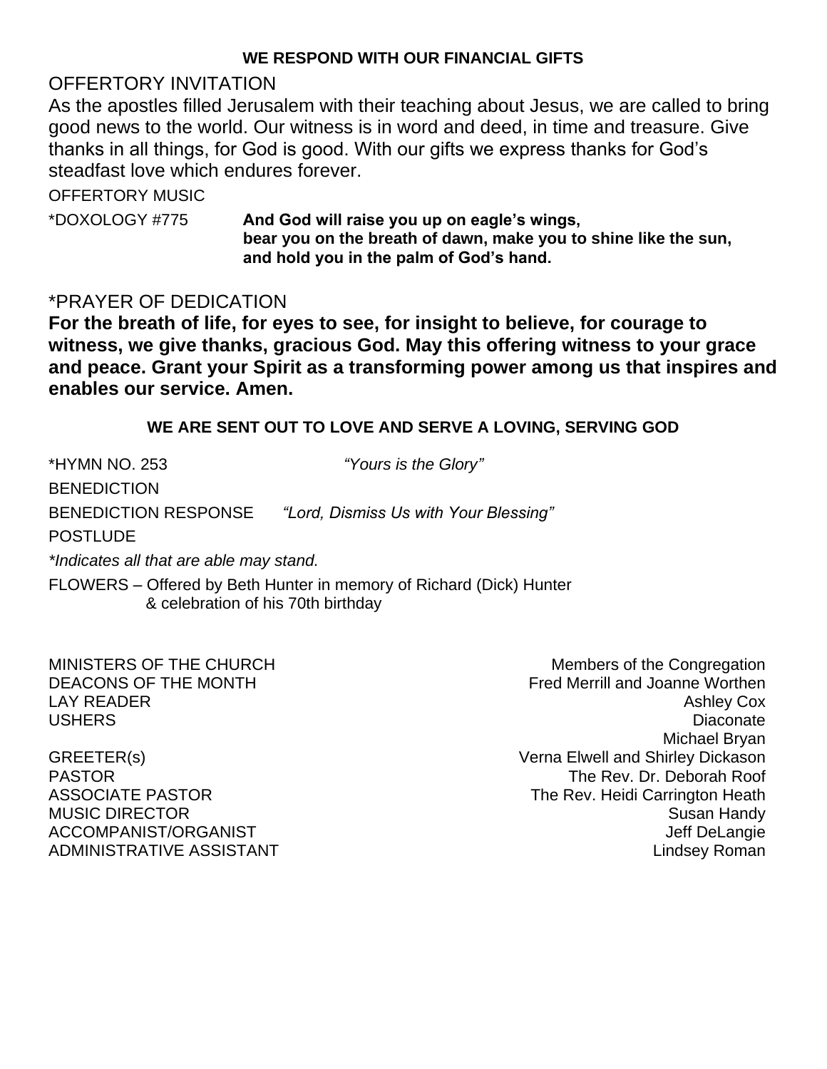**WE RESPOND WITH OUR FINANCIAL GIFTS**

## OFFERTORY INVITATION

As the apostles filled Jerusalem with their teaching about Jesus, we are called to bring good news to the world. Our witness is in word and deed, in time and treasure. Give thanks in all things, for God is good. With our gifts we express thanks for God's steadfast love which endures forever.

OFFERTORY MUSIC

*DOXOLOGY #775 **And God will raise you up on eagle's wings,
bear you on the breath of dawn, make you to shine like the sun,
and hold you in the palm of God's hand.**

## *PRAYER OF DEDICATION

**For the breath of life, for eyes to see, for insight to believe, for courage to witness, we give thanks, gracious God. May this offering witness to your grace and peace. Grant your Spirit as a transforming power among us that inspires and enables our service. Amen.**

**WE ARE SENT OUT TO LOVE AND SERVE A LOVING, SERVING GOD**

*HYMN NO. 253 *"Yours is the Glory"*

BENEDICTION

BENEDICTION RESPONSE *"Lord, Dismiss Us with Your Blessing"*

POSTLUDE

*\*Indicates all that are able may stand.*

FLOWERS – Offered by Beth Hunter in memory of Richard (Dick) Hunter & celebration of his 70th birthday

| | |
|---|---|
| MINISTERS OF THE CHURCH | Members of the Congregation |
| DEACONS OF THE MONTH | Fred Merrill and Joanne Worthen |
| LAY READER | Ashley Cox |
| USHERS | Diaconate |
| | Michael Bryan |
| GREETER(s) | Verna Elwell and Shirley Dickason |
| PASTOR | The Rev. Dr. Deborah Roof |
| ASSOCIATE PASTOR | The Rev. Heidi Carrington Heath |
| MUSIC DIRECTOR | Susan Handy |
| ACCOMPANIST/ORGANIST | Jeff DeLangie |
| ADMINISTRATIVE ASSISTANT | Lindsey Roman |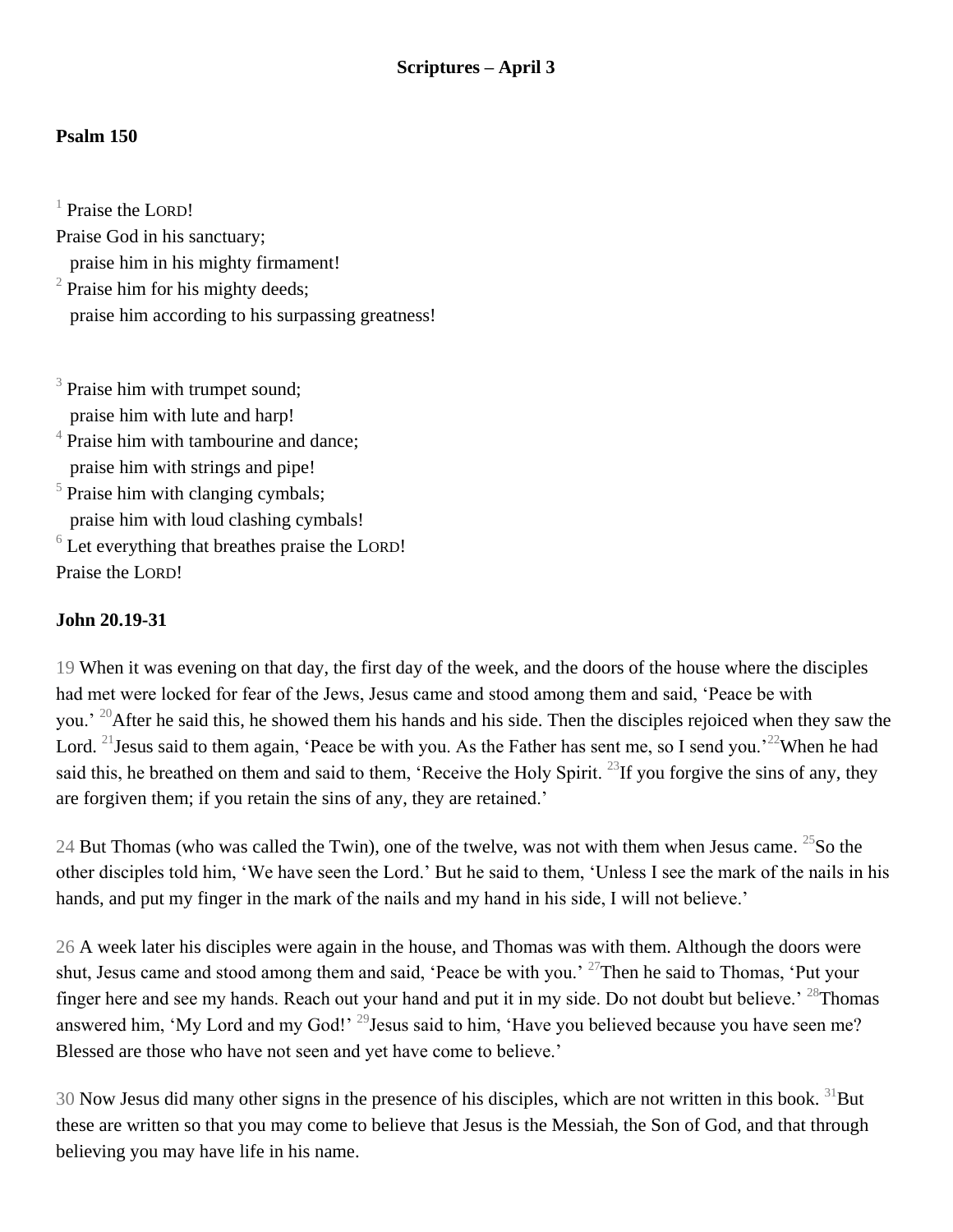**Scriptures – April 3**

**Psalm 150**

[1] Praise the LORD!
Praise God in his sanctuary;
praise him in his mighty firmament!
[2] Praise him for his mighty deeds;
praise him according to his surpassing greatness!

[3] Praise him with trumpet sound;
praise him with lute and harp!
[4] Praise him with tambourine and dance;
praise him with strings and pipe!
[5] Praise him with clanging cymbals;
praise him with loud clashing cymbals!
[6] Let everything that breathes praise the LORD!
Praise the LORD!

**John 20.19-31**

19 When it was evening on that day, the first day of the week, and the doors of the house where the disciples had met were locked for fear of the Jews, Jesus came and stood among them and said, 'Peace be with you.' [20]After he said this, he showed them his hands and his side. Then the disciples rejoiced when they saw the Lord. [21]Jesus said to them again, 'Peace be with you. As the Father has sent me, so I send you.'[22]When he had said this, he breathed on them and said to them, 'Receive the Holy Spirit. [23]If you forgive the sins of any, they are forgiven them; if you retain the sins of any, they are retained.'

24 But Thomas (who was called the Twin), one of the twelve, was not with them when Jesus came. [25]So the other disciples told him, 'We have seen the Lord.' But he said to them, 'Unless I see the mark of the nails in his hands, and put my finger in the mark of the nails and my hand in his side, I will not believe.'

26 A week later his disciples were again in the house, and Thomas was with them. Although the doors were shut, Jesus came and stood among them and said, 'Peace be with you.' [27]Then he said to Thomas, 'Put your finger here and see my hands. Reach out your hand and put it in my side. Do not doubt but believe.' [28]Thomas answered him, 'My Lord and my God!' [29]Jesus said to him, 'Have you believed because you have seen me? Blessed are those who have not seen and yet have come to believe.'

30 Now Jesus did many other signs in the presence of his disciples, which are not written in this book. [31]But these are written so that you may come to believe that Jesus is the Messiah, the Son of God, and that through believing you may have life in his name.